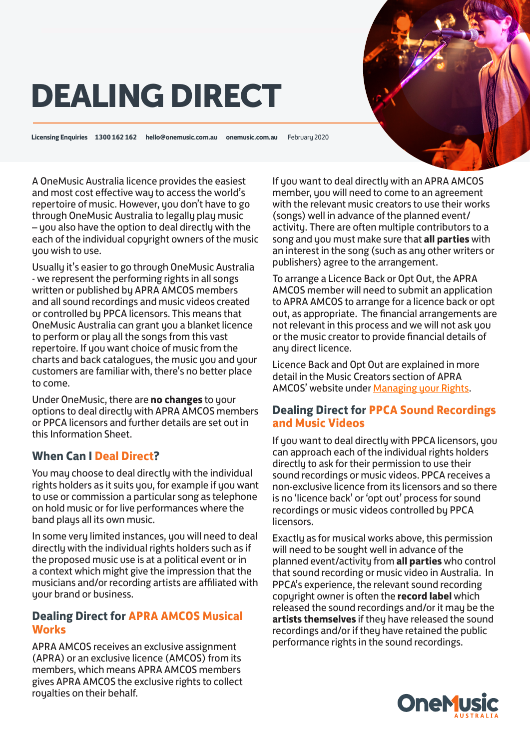# DEALING DIRECT

**Licensing Enquiries** **1300 162 162** **hello@onemusic.com.au** **onemusic.com.au** February 2020

A OneMusic Australia licence provides the easiest and most cost effective way to access the world's repertoire of music. However, you don't have to go through OneMusic Australia to legally play music – you also have the option to deal directly with the each of the individual copyright owners of the music you wish to use.

Usually it's easier to go through OneMusic Australia - we represent the performing rights in all songs written or published by APRA AMCOS members and all sound recordings and music videos created or controlled by PPCA licensors. This means that OneMusic Australia can grant you a blanket licence to perform or play all the songs from this vast repertoire. If you want choice of music from the charts and back catalogues, the music you and your customers are familiar with, there's no better place to come.

Under OneMusic, there are **no changes** to your options to deal directly with APRA AMCOS members or PPCA licensors and further details are set out in this Information Sheet.

## When Can I Deal Direct?

You may choose to deal directly with the individual rights holders as it suits you, for example if you want to use or commission a particular song as telephone on hold music or for live performances where the band plays all its own music.

In some very limited instances, you will need to deal directly with the individual rights holders such as if the proposed music use is at a political event or in a context which might give the impression that the musicians and/or recording artists are affiliated with your brand or business.

## Dealing Direct for APRA AMCOS Musical Works

APRA AMCOS receives an exclusive assignment (APRA) or an exclusive licence (AMCOS) from its members, which means APRA AMCOS members gives APRA AMCOS the exclusive rights to collect royalties on their behalf.

If you want to deal directly with an APRA AMCOS member, you will need to come to an agreement with the relevant music creators to use their works (songs) well in advance of the planned event/activity. There are often multiple contributors to a song and you must make sure that **all parties** with an interest in the song (such as any other writers or publishers) agree to the arrangement.

To arrange a Licence Back or Opt Out, the APRA AMCOS member will need to submit an application to APRA AMCOS to arrange for a licence back or opt out, as appropriate. The financial arrangements are not relevant in this process and we will not ask you or the music creator to provide financial details of any direct licence.

Licence Back and Opt Out are explained in more detail in the Music Creators section of APRA AMCOS' website under Managing your Rights.

## Dealing Direct for PPCA Sound Recordings and Music Videos

If you want to deal directly with PPCA licensors, you can approach each of the individual rights holders directly to ask for their permission to use their sound recordings or music videos. PPCA receives a non-exclusive licence from its licensors and so there is no 'licence back' or 'opt out' process for sound recordings or music videos controlled by PPCA licensors.

Exactly as for musical works above, this permission will need to be sought well in advance of the planned event/activity from **all parties** who control that sound recording or music video in Australia. In PPCA's experience, the relevant sound recording copyright owner is often the **record label** which released the sound recordings and/or it may be the **artists themselves** if they have released the sound recordings and/or if they have retained the public performance rights in the sound recordings.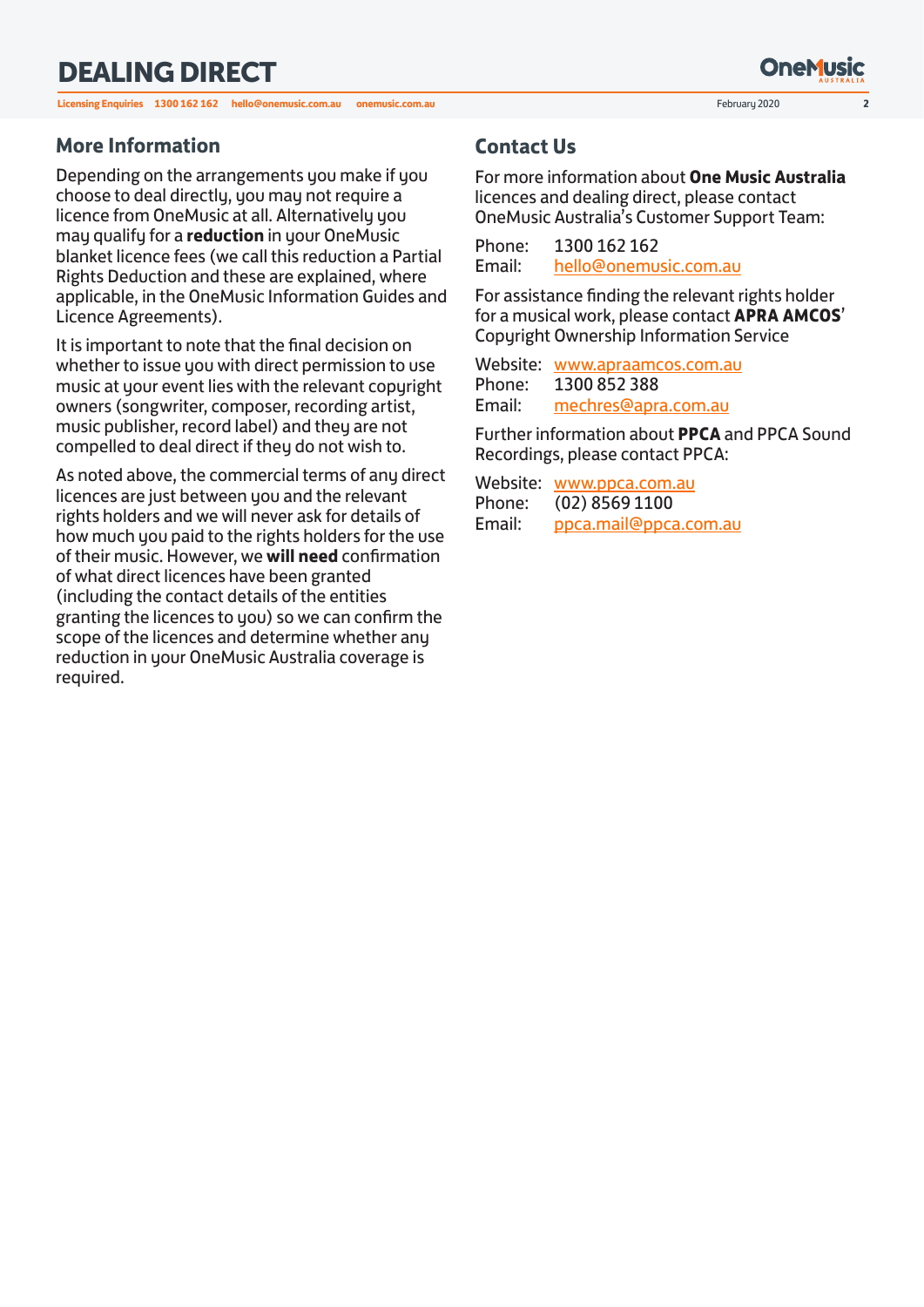## More Information

Depending on the arrangements you make if you choose to deal directly, you may not require a licence from OneMusic at all. Alternatively you may qualify for a **reduction** in your OneMusic blanket licence fees (we call this reduction a Partial Rights Deduction and these are explained, where applicable, in the OneMusic Information Guides and Licence Agreements).

It is important to note that the final decision on whether to issue you with direct permission to use music at your event lies with the relevant copyright owners (songwriter, composer, recording artist, music publisher, record label) and they are not compelled to deal direct if they do not wish to.

As noted above, the commercial terms of any direct licences are just between you and the relevant rights holders and we will never ask for details of how much you paid to the rights holders for the use of their music. However, we **will need** confirmation of what direct licences have been granted (including the contact details of the entities granting the licences to you) so we can confirm the scope of the licences and determine whether any reduction in your OneMusic Australia coverage is required.

## Contact Us

For more information about **One Music Australia** licences and dealing direct, please contact OneMusic Australia's Customer Support Team:

Phone: 1300 162 162
Email: hello@onemusic.com.au

For assistance finding the relevant rights holder for a musical work, please contact **APRA AMCOS**' Copyright Ownership Information Service

Website: www.apraamcos.com.au
Phone: 1300 852 388
Email: mechres@apra.com.au

Further information about **PPCA** and PPCA Sound Recordings, please contact PPCA:

Website: www.ppca.com.au
Phone: (02) 8569 1100
Email: ppca.mail@ppca.com.au